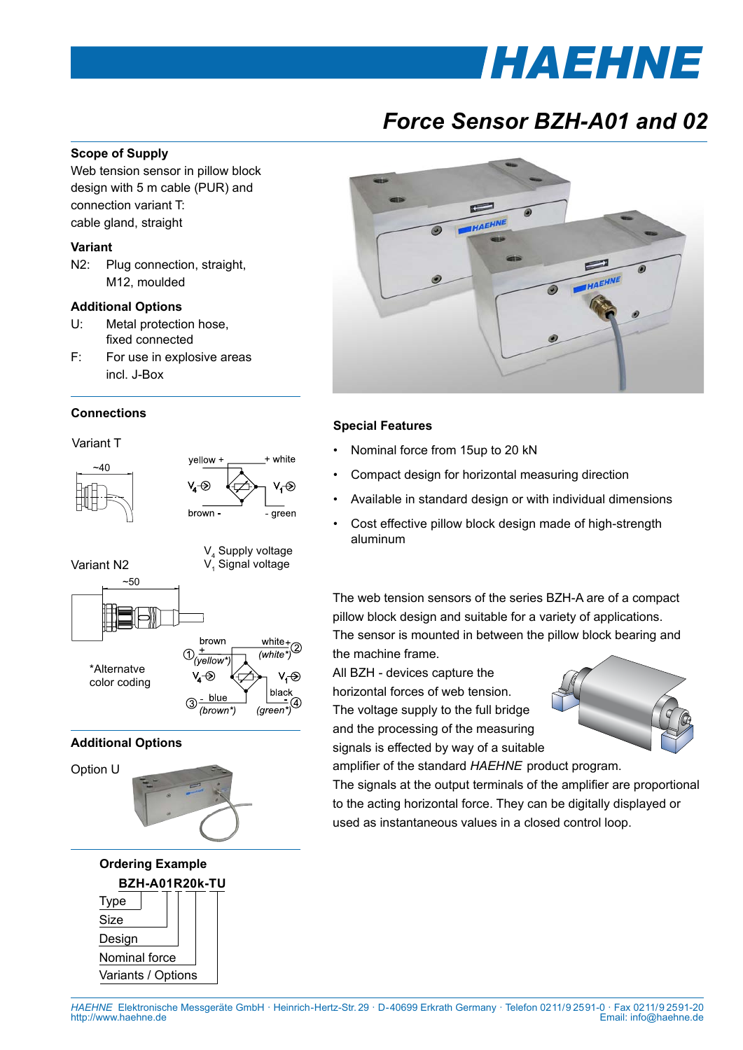# Force Sensor BZH-A01 and 02

## Scope of Supply

Web tension sensor in pillow block design with 5 m cable (PUR) and connection variant T: cable gland, straight

### Variant

N2: Plug connection, straight, M12, moulded

### Additional Options

U: Metal protection hose, fixed connected

F: For use in explosive areas incl. J-Box

## Connections

Variant T

~40

yellow + — + white

$V_4$ — $V_1$

brown - — - green

$V_4$ Supply voltage
$V_1$ Signal voltage

Variant N2

~50

① brown + (yellow*) — white + (white*) ②

$V_4$ — $V_1$

③ - blue (brown*) — black - (green*) ④

*Alternatve color coding

## Additional Options

Option U

## Ordering Example

**BZH-A01R20k-TU**

- Type
- Size
- Design
- Nominal force
- Variants / Options

## Special Features

- Nominal force from 15up to 20 kN
- Compact design for horizontal measuring direction
- Available in standard design or with individual dimensions
- Cost effective pillow block design made of high-strength aluminum

The web tension sensors of the series BZH-A are of a compact pillow block design and suitable for a variety of applications. The sensor is mounted in between the pillow block bearing and the machine frame.

All BZH - devices capture the horizontal forces of web tension. The voltage supply to the full bridge and the processing of the measuring signals is effected by way of a suitable amplifier of the standard *HAEHNE* product program.

The signals at the output terminals of the amplifier are proportional to the acting horizontal force. They can be digitally displayed or used as instantaneous values in a closed control loop.

*HAEHNE* Elektronische Messgeräte GmbH · Heinrich-Hertz-Str. 29 · D-40699 Erkrath Germany · Telefon 0211/9 2591-0 · Fax 0211/9 2591-20
http://www.haehne.de Email: info@haehne.de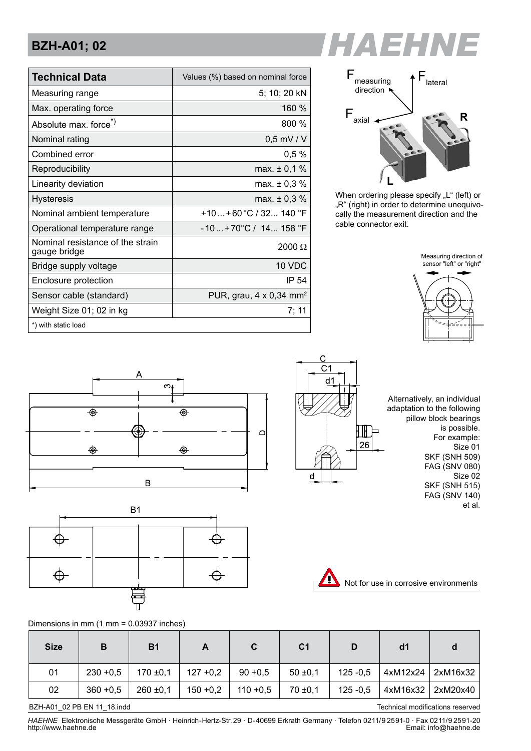## BZH-A01; 02

| Technical Data | Values (%) based on nominal force |
|---|---|
| Measuring range | 5; 10; 20 kN |
| Max. operating force | 160 % |
| Absolute max. force*) | 800 % |
| Nominal rating | 0,5 mV / V |
| Combined error | 0,5 % |
| Reproducibility | max. ± 0,1 % |
| Linearity deviation | max. ± 0,3 % |
| Hysteresis | max. ± 0,3 % |
| Nominal ambient temperature | +10 ... +60 °C / 32... 140 °F |
| Operational temperature range | -10 ... +70°C / 14... 158 °F |
| Nominal resistance of the strain gauge bridge | 2000 Ω |
| Bridge supply voltage | 10 VDC |
| Enclosure protection | IP 54 |
| Sensor cable (standard) | PUR, grau, 4 x 0,34 mm² |
| Weight Size 01; 02 in kg | 7; 11 |

*) with static load

When ordering please specify „L" (left) or „R" (right) in order to determine unequivocally the measurement direction and the cable connector exit.

Alternatively, an individual adaptation to the following pillow block bearings is possible.
For example:
Size 01
SKF (SNH 509)
FAG (SNV 080)
Size 02
SKF (SNH 515)
FAG (SNV 140)
et al.

Not for use in corrosive environments

Dimensions in mm (1 mm = 0.03937 inches)

| Size | B | B1 | A | C | C1 | D | d1 | d |
|---|---|---|---|---|---|---|---|---|
| 01 | 230 +0,5 | 170 ±0,1 | 127 +0,2 | 90 +0,5 | 50 ±0,1 | 125 -0,5 | 4xM12x24 | 2xM16x32 |
| 02 | 360 +0,5 | 260 ±0,1 | 150 +0,2 | 110 +0,5 | 70 ±0,1 | 125 -0,5 | 4xM16x32 | 2xM20x40 |

BZH-A01_02 PB EN 11_18.indd

Technical modifications reserved

*HAEHNE* Elektronische Messgeräte GmbH · Heinrich-Hertz-Str. 29 · D-40699 Erkrath Germany · Telefon 0211/9 2591-0 · Fax 0211/9 2591-20
http://www.haehne.de Email: info@haehne.de